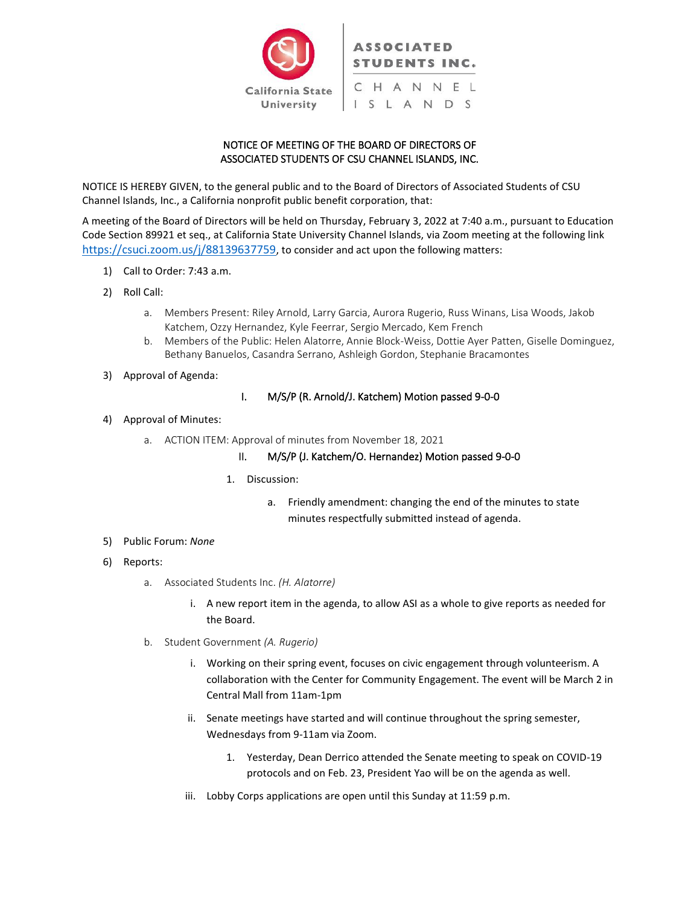California State University | ASSOCIATED STUDENTS INC. CHANNEL ISLANDS

NOTICE OF MEETING OF THE BOARD OF DIRECTORS OF
ASSOCIATED STUDENTS OF CSU CHANNEL ISLANDS, INC.

NOTICE IS HEREBY GIVEN, to the general public and to the Board of Directors of Associated Students of CSU Channel Islands, Inc., a California nonprofit public benefit corporation, that:

A meeting of the Board of Directors will be held on Thursday, February 3, 2022 at 7:40 a.m., pursuant to Education Code Section 89921 et seq., at California State University Channel Islands, via Zoom meeting at the following link https://csuci.zoom.us/j/88139637759, to consider and act upon the following matters:

1) Call to Order: 7:43 a.m.
2) Roll Call:
   a. Members Present: Riley Arnold, Larry Garcia, Aurora Rugerio, Russ Winans, Lisa Woods, Jakob Katchem, Ozzy Hernandez, Kyle Feerrar, Sergio Mercado, Kem French
   b. Members of the Public: Helen Alatorre, Annie Block-Weiss, Dottie Ayer Patten, Giselle Dominguez, Bethany Banuelos, Casandra Serrano, Ashleigh Gordon, Stephanie Bracamontes
3) Approval of Agenda:
   I. M/S/P (R. Arnold/J. Katchem) Motion passed 9-0-0
4) Approval of Minutes:
   a. ACTION ITEM: Approval of minutes from November 18, 2021
      II. M/S/P (J. Katchem/O. Hernandez) Motion passed 9-0-0
         1. Discussion:
            a. Friendly amendment: changing the end of the minutes to state minutes respectfully submitted instead of agenda.
5) Public Forum: *None*
6) Reports:
   a. Associated Students Inc. *(H. Alatorre)*
      i. A new report item in the agenda, to allow ASI as a whole to give reports as needed for the Board.
   b. Student Government *(A. Rugerio)*
      i. Working on their spring event, focuses on civic engagement through volunteerism. A collaboration with the Center for Community Engagement. The event will be March 2 in Central Mall from 11am-1pm
      ii. Senate meetings have started and will continue throughout the spring semester, Wednesdays from 9-11am via Zoom.
         1. Yesterday, Dean Derrico attended the Senate meeting to speak on COVID-19 protocols and on Feb. 23, President Yao will be on the agenda as well.
      iii. Lobby Corps applications are open until this Sunday at 11:59 p.m.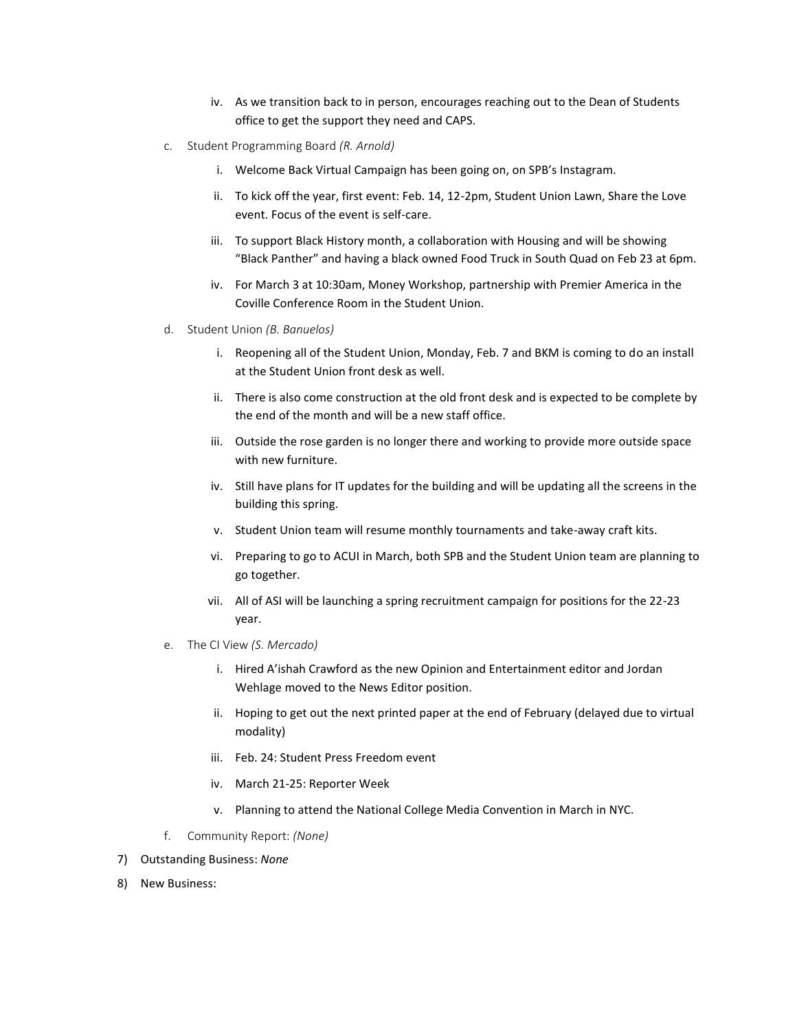iv. As we transition back to in person, encourages reaching out to the Dean of Students office to get the support they need and CAPS.

c. Student Programming Board *(R. Arnold)*

   i. Welcome Back Virtual Campaign has been going on, on SPB's Instagram.

   ii. To kick off the year, first event: Feb. 14, 12-2pm, Student Union Lawn, Share the Love event. Focus of the event is self-care.

   iii. To support Black History month, a collaboration with Housing and will be showing "Black Panther" and having a black owned Food Truck in South Quad on Feb 23 at 6pm.

   iv. For March 3 at 10:30am, Money Workshop, partnership with Premier America in the Coville Conference Room in the Student Union.

d. Student Union *(B. Banuelos)*

   i. Reopening all of the Student Union, Monday, Feb. 7 and BKM is coming to do an install at the Student Union front desk as well.

   ii. There is also come construction at the old front desk and is expected to be complete by the end of the month and will be a new staff office.

   iii. Outside the rose garden is no longer there and working to provide more outside space with new furniture.

   iv. Still have plans for IT updates for the building and will be updating all the screens in the building this spring.

   v. Student Union team will resume monthly tournaments and take-away craft kits.

   vi. Preparing to go to ACUI in March, both SPB and the Student Union team are planning to go together.

   vii. All of ASI will be launching a spring recruitment campaign for positions for the 22-23 year.

e. The CI View *(S. Mercado)*

   i. Hired A'ishah Crawford as the new Opinion and Entertainment editor and Jordan Wehlage moved to the News Editor position.

   ii. Hoping to get out the next printed paper at the end of February (delayed due to virtual modality)

   iii. Feb. 24: Student Press Freedom event

   iv. March 21-25: Reporter Week

   v. Planning to attend the National College Media Convention in March in NYC.

f. Community Report: *(None)*

7) Outstanding Business: *None*

8) New Business: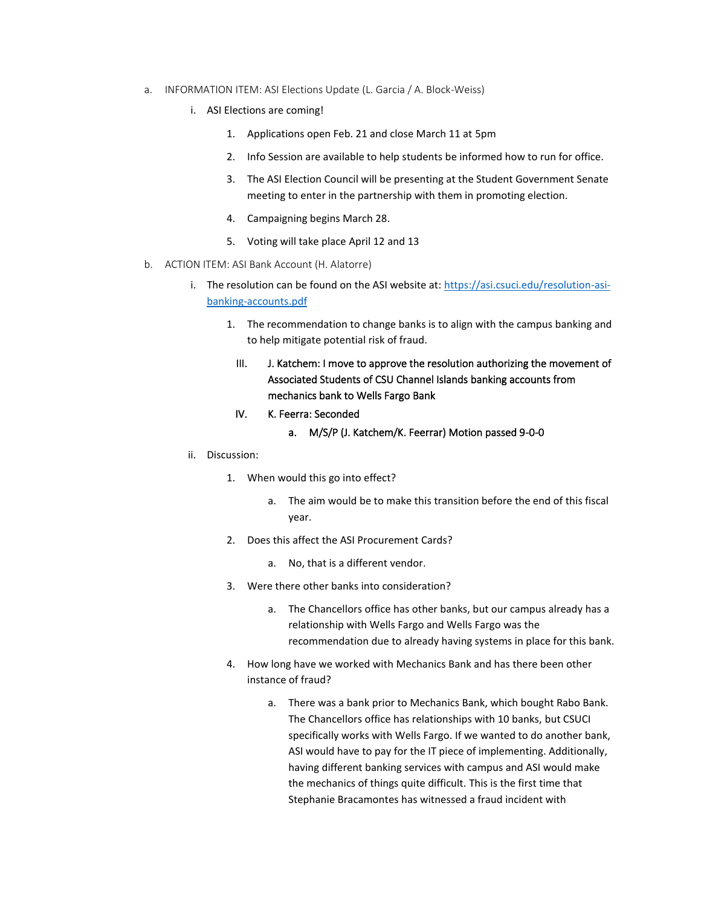a. INFORMATION ITEM: ASI Elections Update (L. Garcia / A. Block-Weiss)

   i. ASI Elections are coming!

      1. Applications open Feb. 21 and close March 11 at 5pm
      2. Info Session are available to help students be informed how to run for office.
      3. The ASI Election Council will be presenting at the Student Government Senate meeting to enter in the partnership with them in promoting election.
      4. Campaigning begins March 28.
      5. Voting will take place April 12 and 13

b. ACTION ITEM: ASI Bank Account (H. Alatorre)

   i. The resolution can be found on the ASI website at: [https://asi.csuci.edu/resolution-asi-banking-accounts.pdf](https://asi.csuci.edu/resolution-asi-banking-accounts.pdf)

      1. The recommendation to change banks is to align with the campus banking and to help mitigate potential risk of fraud.

      III. J. Katchem: I move to approve the resolution authorizing the movement of Associated Students of CSU Channel Islands banking accounts from mechanics bank to Wells Fargo Bank

      IV. K. Feerra: Seconded

         a. M/S/P (J. Katchem/K. Feerrar) Motion passed 9-0-0

   ii. Discussion:

      1. When would this go into effect?
         a. The aim would be to make this transition before the end of this fiscal year.
      2. Does this affect the ASI Procurement Cards?
         a. No, that is a different vendor.
      3. Were there other banks into consideration?
         a. The Chancellors office has other banks, but our campus already has a relationship with Wells Fargo and Wells Fargo was the recommendation due to already having systems in place for this bank.
      4. How long have we worked with Mechanics Bank and has there been other instance of fraud?
         a. There was a bank prior to Mechanics Bank, which bought Rabo Bank. The Chancellors office has relationships with 10 banks, but CSUCI specifically works with Wells Fargo. If we wanted to do another bank, ASI would have to pay for the IT piece of implementing. Additionally, having different banking services with campus and ASI would make the mechanics of things quite difficult. This is the first time that Stephanie Bracamontes has witnessed a fraud incident with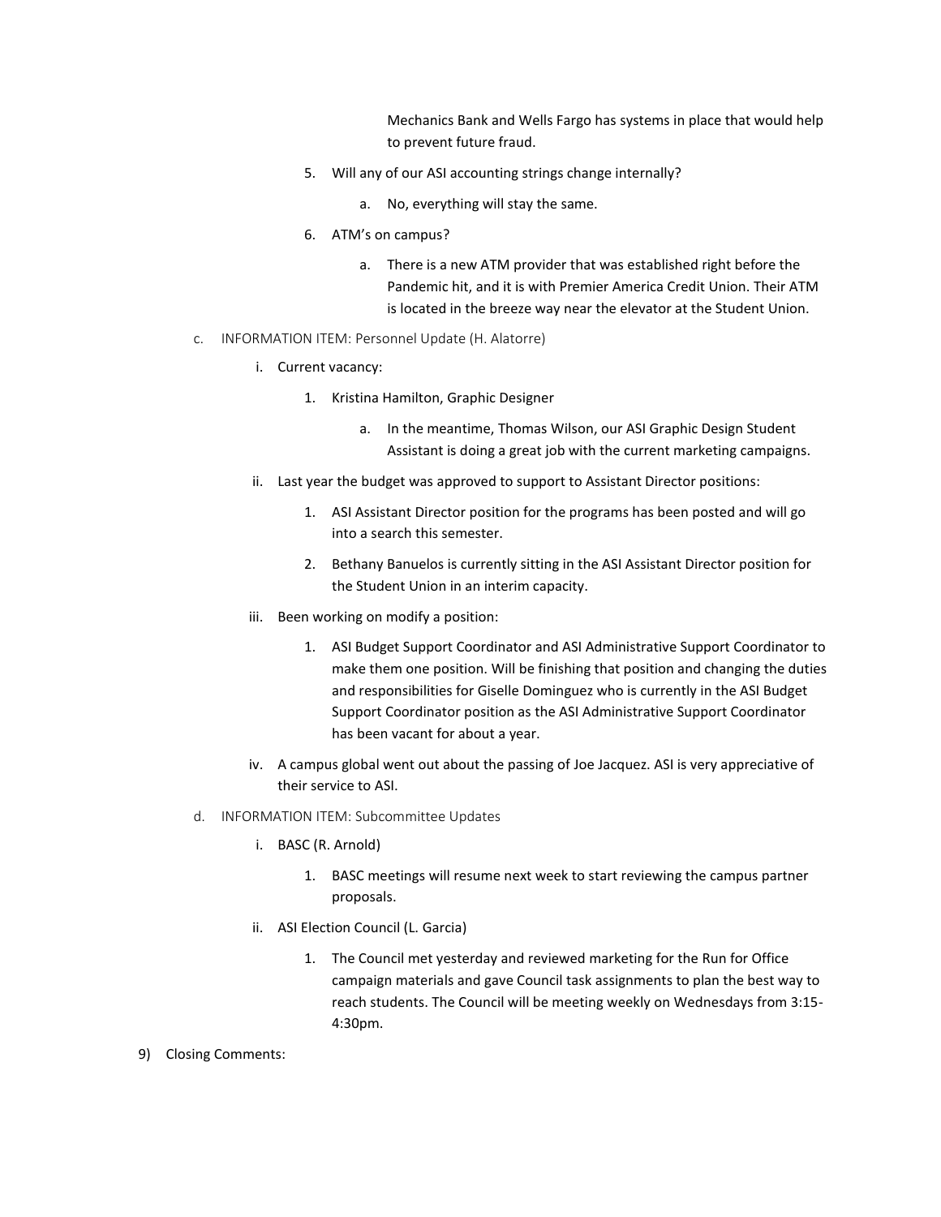Mechanics Bank and Wells Fargo has systems in place that would help to prevent future fraud.

5. Will any of our ASI accounting strings change internally?
    a. No, everything will stay the same.
6. ATM's on campus?
    a. There is a new ATM provider that was established right before the Pandemic hit, and it is with Premier America Credit Union. Their ATM is located in the breeze way near the elevator at the Student Union.

c. INFORMATION ITEM: Personnel Update (H. Alatorre)

i. Current vacancy:
    1. Kristina Hamilton, Graphic Designer
        a. In the meantime, Thomas Wilson, our ASI Graphic Design Student Assistant is doing a great job with the current marketing campaigns.

ii. Last year the budget was approved to support to Assistant Director positions:
    1. ASI Assistant Director position for the programs has been posted and will go into a search this semester.
    2. Bethany Banuelos is currently sitting in the ASI Assistant Director position for the Student Union in an interim capacity.

iii. Been working on modify a position:
    1. ASI Budget Support Coordinator and ASI Administrative Support Coordinator to make them one position. Will be finishing that position and changing the duties and responsibilities for Giselle Dominguez who is currently in the ASI Budget Support Coordinator position as the ASI Administrative Support Coordinator has been vacant for about a year.

iv. A campus global went out about the passing of Joe Jacquez. ASI is very appreciative of their service to ASI.

d. INFORMATION ITEM: Subcommittee Updates

i. BASC (R. Arnold)
    1. BASC meetings will resume next week to start reviewing the campus partner proposals.

ii. ASI Election Council (L. Garcia)
    1. The Council met yesterday and reviewed marketing for the Run for Office campaign materials and gave Council task assignments to plan the best way to reach students. The Council will be meeting weekly on Wednesdays from 3:15-4:30pm.

9) Closing Comments: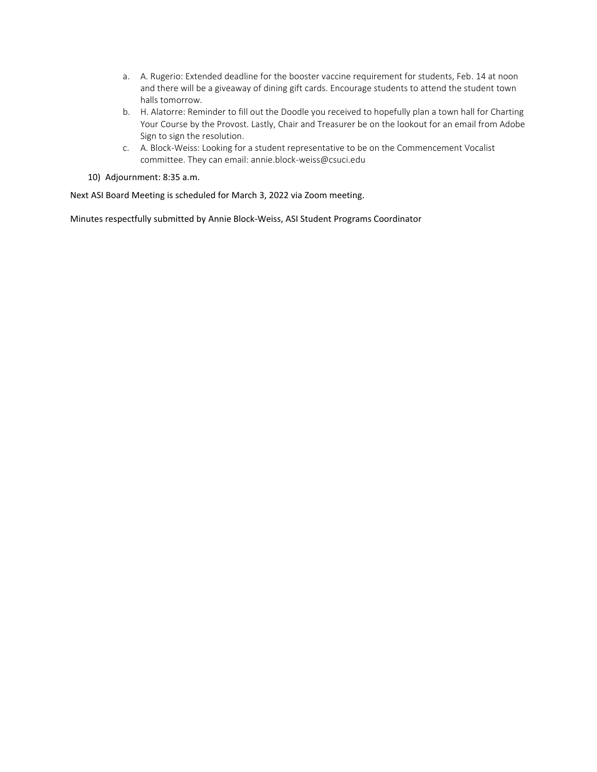a. A. Rugerio: Extended deadline for the booster vaccine requirement for students, Feb. 14 at noon and there will be a giveaway of dining gift cards. Encourage students to attend the student town halls tomorrow.
   b. H. Alatorre: Reminder to fill out the Doodle you received to hopefully plan a town hall for Charting Your Course by the Provost. Lastly, Chair and Treasurer be on the lookout for an email from Adobe Sign to sign the resolution.
   c. A. Block-Weiss: Looking for a student representative to be on the Commencement Vocalist committee. They can email: annie.block-weiss@csuci.edu

10) Adjournment: 8:35 a.m.

Next ASI Board Meeting is scheduled for March 3, 2022 via Zoom meeting.

Minutes respectfully submitted by Annie Block-Weiss, ASI Student Programs Coordinator